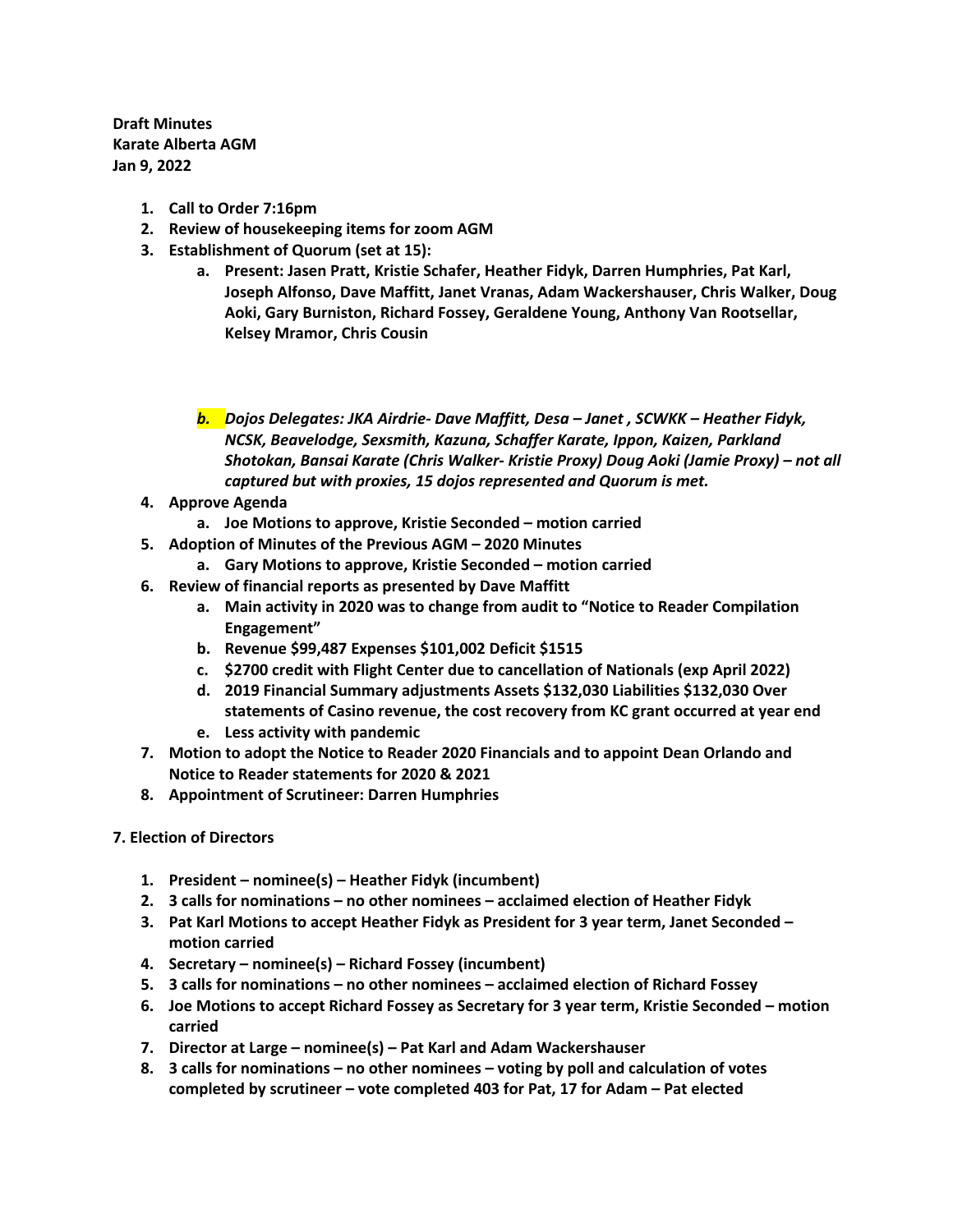**Draft Minutes**
**Karate Alberta AGM**
**Jan 9, 2022**

1. **Call to Order 7:16pm**
2. **Review of housekeeping items for zoom AGM**
3. **Establishment of Quorum (set at 15):**
   a. **Present: Jasen Pratt, Kristie Schafer, Heather Fidyk, Darren Humphries, Pat Karl, Joseph Alfonso, Dave Maffitt, Janet Vranas, Adam Wackershauser, Chris Walker, Doug Aoki, Gary Burniston, Richard Fossey, Geraldene Young, Anthony Van Rootsellar, Kelsey Mramor, Chris Cousin**

   b. ***Dojos Delegates: JKA Airdrie- Dave Maffitt, Desa – Janet , SCWKK – Heather Fidyk, NCSK, Beavelodge, Sexsmith, Kazuna, Schaffer Karate, Ippon, Kaizen, Parkland Shotokan, Bansai Karate (Chris Walker- Kristie Proxy) Doug Aoki (Jamie Proxy) – not all captured but with proxies, 15 dojos represented and Quorum is met.***
4. **Approve Agenda**
   a. **Joe Motions to approve, Kristie Seconded – motion carried**
5. **Adoption of Minutes of the Previous AGM – 2020 Minutes**
   a. **Gary Motions to approve, Kristie Seconded – motion carried**
6. **Review of financial reports as presented by Dave Maffitt**
   a. **Main activity in 2020 was to change from audit to "Notice to Reader Compilation Engagement"**
   b. **Revenue $99,487 Expenses $101,002 Deficit $1515**
   c. **$2700 credit with Flight Center due to cancellation of Nationals (exp April 2022)**
   d. **2019 Financial Summary adjustments Assets $132,030 Liabilities $132,030 Over statements of Casino revenue, the cost recovery from KC grant occurred at year end**
   e. **Less activity with pandemic**
7. **Motion to adopt the Notice to Reader 2020 Financials and to appoint Dean Orlando and Notice to Reader statements for 2020 & 2021**
8. **Appointment of Scrutineer: Darren Humphries**

**7. Election of Directors**

1. **President – nominee(s) – Heather Fidyk (incumbent)**
2. **3 calls for nominations – no other nominees – acclaimed election of Heather Fidyk**
3. **Pat Karl Motions to accept Heather Fidyk as President for 3 year term, Janet Seconded – motion carried**
4. **Secretary – nominee(s) – Richard Fossey (incumbent)**
5. **3 calls for nominations – no other nominees – acclaimed election of Richard Fossey**
6. **Joe Motions to accept Richard Fossey as Secretary for 3 year term, Kristie Seconded – motion carried**
7. **Director at Large – nominee(s) – Pat Karl and Adam Wackershauser**
8. **3 calls for nominations – no other nominees – voting by poll and calculation of votes completed by scrutineer – vote completed 403 for Pat, 17 for Adam – Pat elected**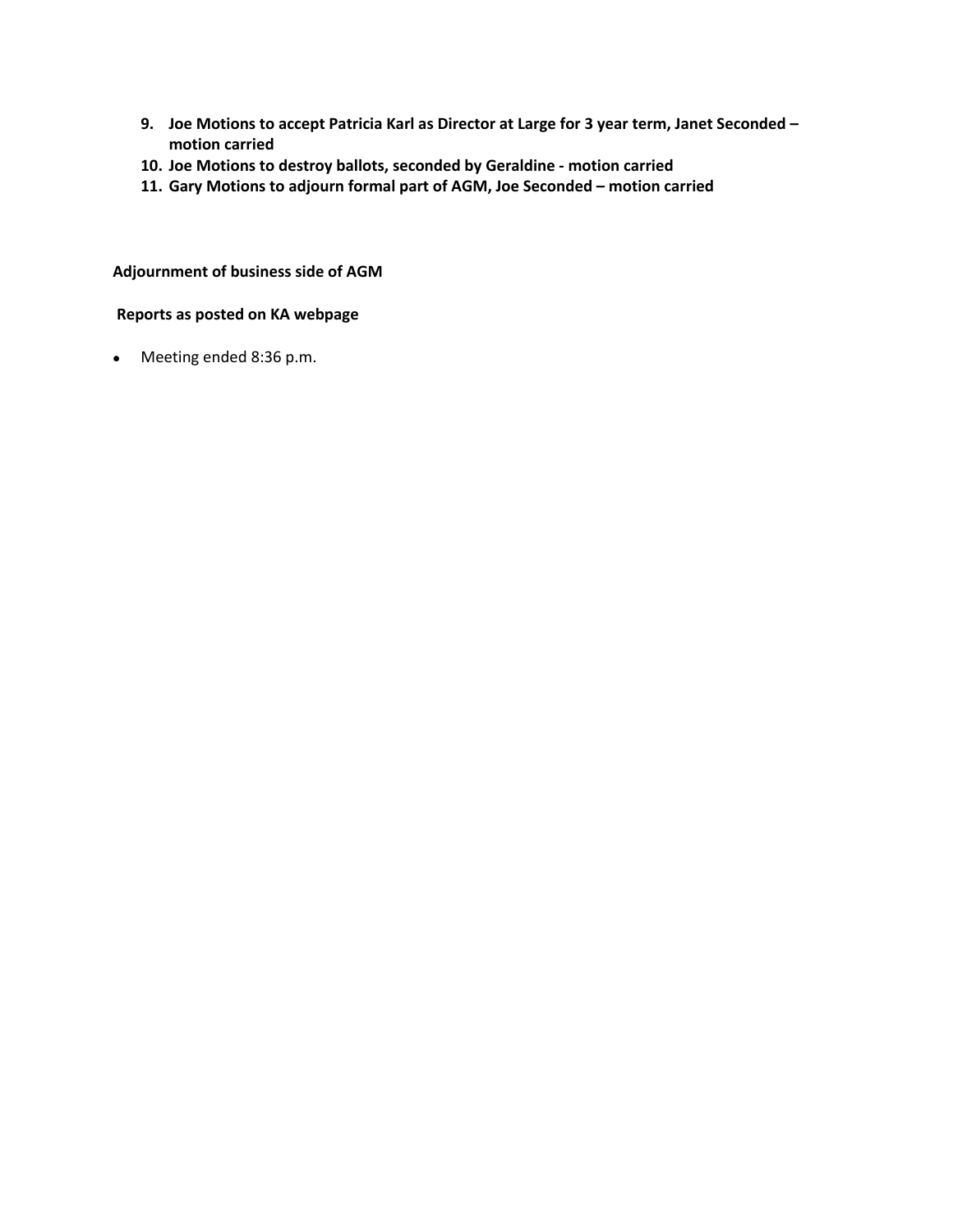9. **Joe Motions to accept Patricia Karl as Director at Large for 3 year term, Janet Seconded – motion carried**
10. **Joe Motions to destroy ballots, seconded by Geraldine - motion carried**
11. **Gary Motions to adjourn formal part of AGM, Joe Seconded – motion carried**

**Adjournment of business side of AGM**

**Reports as posted on KA webpage**

- Meeting ended 8:36 p.m.